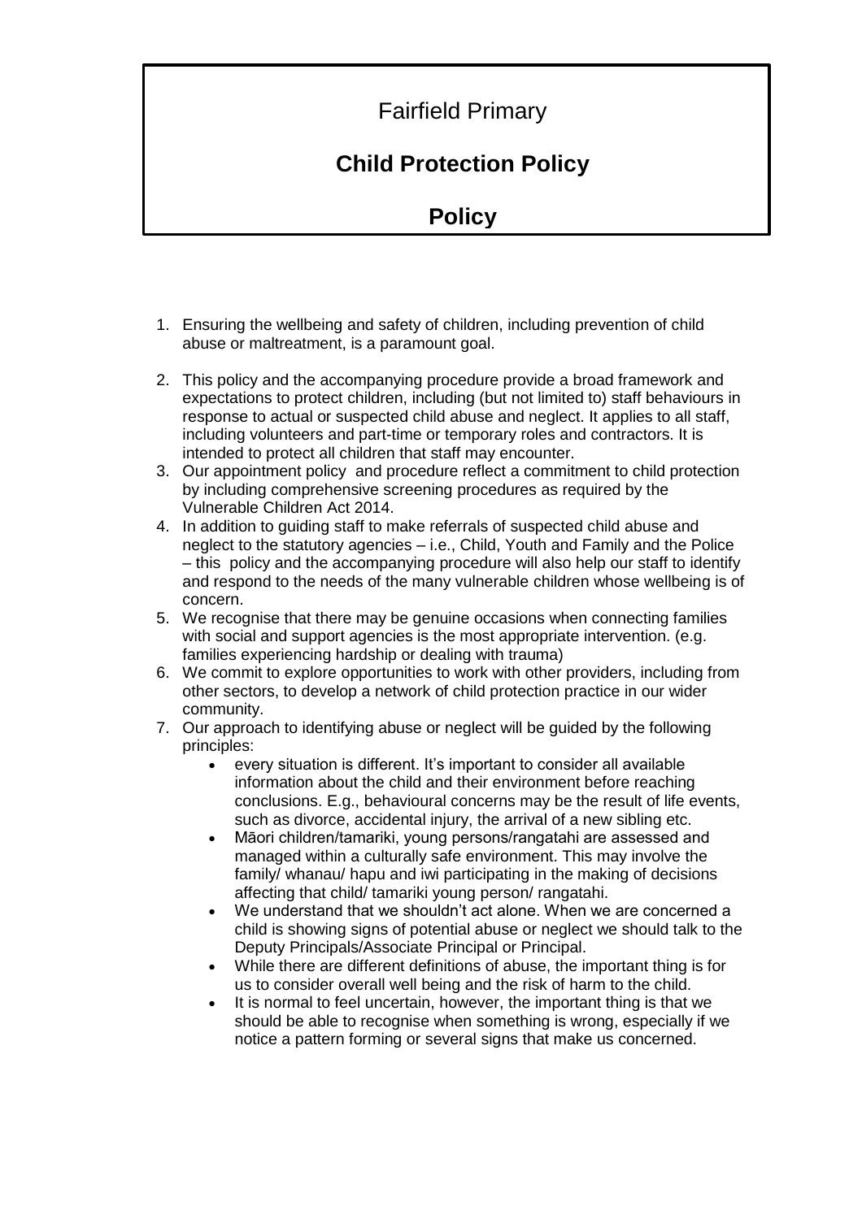# Fairfield Primary

## Child Protection Policy

## Policy

1. Ensuring the wellbeing and safety of children, including prevention of child abuse or maltreatment, is a paramount goal.
2. This policy and the accompanying procedure provide a broad framework and expectations to protect children, including (but not limited to) staff behaviours in response to actual or suspected child abuse and neglect. It applies to all staff, including volunteers and part-time or temporary roles and contractors. It is intended to protect all children that staff may encounter.
3. Our appointment policy and procedure reflect a commitment to child protection by including comprehensive screening procedures as required by the Vulnerable Children Act 2014.
4. In addition to guiding staff to make referrals of suspected child abuse and neglect to the statutory agencies – i.e., Child, Youth and Family and the Police – this policy and the accompanying procedure will also help our staff to identify and respond to the needs of the many vulnerable children whose wellbeing is of concern.
5. We recognise that there may be genuine occasions when connecting families with social and support agencies is the most appropriate intervention. (e.g. families experiencing hardship or dealing with trauma)
6. We commit to explore opportunities to work with other providers, including from other sectors, to develop a network of child protection practice in our wider community.
7. Our approach to identifying abuse or neglect will be guided by the following principles:
    - every situation is different. It's important to consider all available information about the child and their environment before reaching conclusions. E.g., behavioural concerns may be the result of life events, such as divorce, accidental injury, the arrival of a new sibling etc.
    - Māori children/tamariki, young persons/rangatahi are assessed and managed within a culturally safe environment. This may involve the family/ whanau/ hapu and iwi participating in the making of decisions affecting that child/ tamariki young person/ rangatahi.
    - We understand that we shouldn't act alone. When we are concerned a child is showing signs of potential abuse or neglect we should talk to the Deputy Principals/Associate Principal or Principal.
    - While there are different definitions of abuse, the important thing is for us to consider overall well being and the risk of harm to the child.
    - It is normal to feel uncertain, however, the important thing is that we should be able to recognise when something is wrong, especially if we notice a pattern forming or several signs that make us concerned.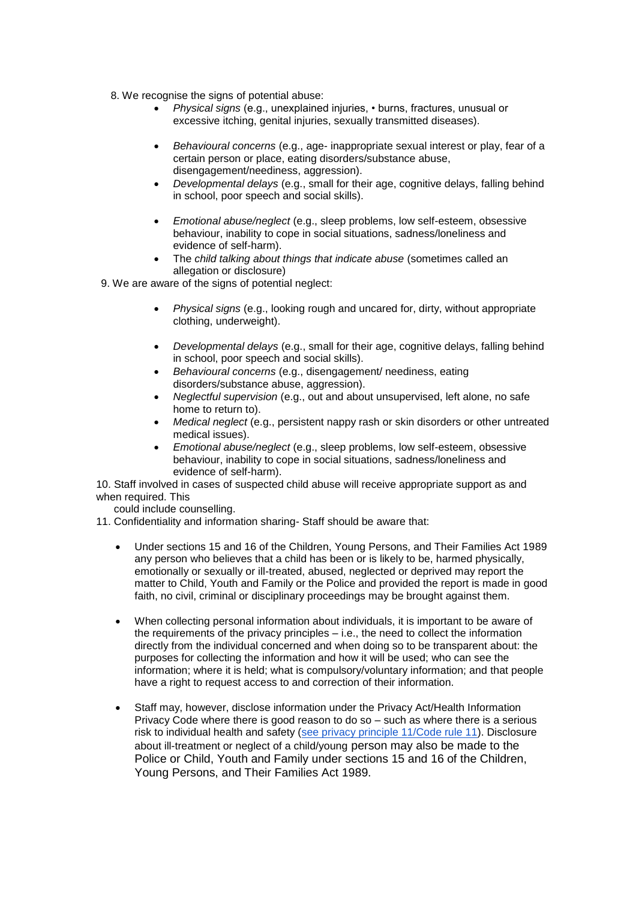8. We recognise the signs of potential abuse:

    - *Physical signs* (e.g., unexplained injuries, • burns, fractures, unusual or excessive itching, genital injuries, sexually transmitted diseases).
    - *Behavioural concerns* (e.g., age- inappropriate sexual interest or play, fear of a certain person or place, eating disorders/substance abuse, disengagement/neediness, aggression).
    - *Developmental delays* (e.g., small for their age, cognitive delays, falling behind in school, poor speech and social skills).
    - *Emotional abuse/neglect* (e.g., sleep problems, low self-esteem, obsessive behaviour, inability to cope in social situations, sadness/loneliness and evidence of self-harm).
    - The *child talking about things that indicate abuse* (sometimes called an allegation or disclosure)

9. We are aware of the signs of potential neglect:

    - *Physical signs* (e.g., looking rough and uncared for, dirty, without appropriate clothing, underweight).
    - *Developmental delays* (e.g., small for their age, cognitive delays, falling behind in school, poor speech and social skills).
    - *Behavioural concerns* (e.g., disengagement/ neediness, eating disorders/substance abuse, aggression).
    - *Neglectful supervision* (e.g., out and about unsupervised, left alone, no safe home to return to).
    - *Medical neglect* (e.g., persistent nappy rash or skin disorders or other untreated medical issues).
    - *Emotional abuse/neglect* (e.g., sleep problems, low self-esteem, obsessive behaviour, inability to cope in social situations, sadness/loneliness and evidence of self-harm).

10. Staff involved in cases of suspected child abuse will receive appropriate support as and when required. This could include counselling.

11. Confidentiality and information sharing- Staff should be aware that:

    - Under sections 15 and 16 of the Children, Young Persons, and Their Families Act 1989 any person who believes that a child has been or is likely to be, harmed physically, emotionally or sexually or ill-treated, abused, neglected or deprived may report the matter to Child, Youth and Family or the Police and provided the report is made in good faith, no civil, criminal or disciplinary proceedings may be brought against them.
    - When collecting personal information about individuals, it is important to be aware of the requirements of the privacy principles – i.e., the need to collect the information directly from the individual concerned and when doing so to be transparent about: the purposes for collecting the information and how it will be used; who can see the information; where it is held; what is compulsory/voluntary information; and that people have a right to request access to and correction of their information.
    - Staff may, however, disclose information under the Privacy Act/Health Information Privacy Code where there is good reason to do so – such as where there is a serious risk to individual health and safety (see privacy principle 11/Code rule 11). Disclosure about ill-treatment or neglect of a child/young person may also be made to the Police or Child, Youth and Family under sections 15 and 16 of the Children, Young Persons, and Their Families Act 1989.